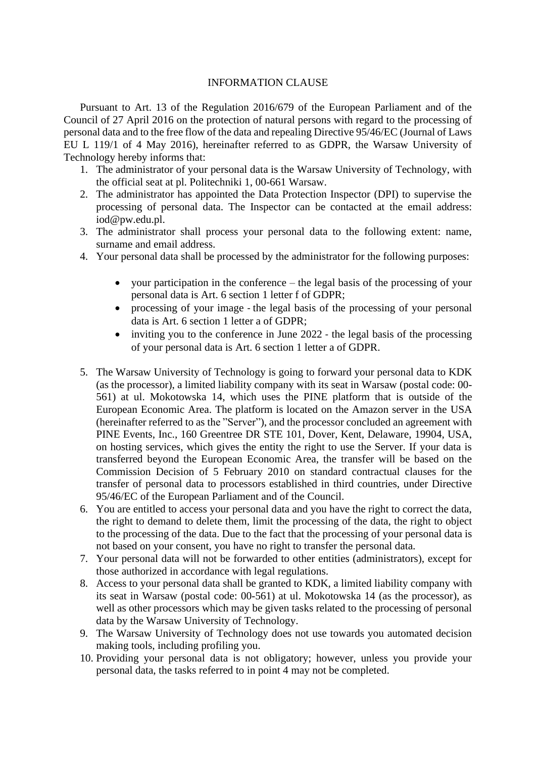# INFORMATION CLAUSE

Pursuant to Art. 13 of the Regulation 2016/679 of the European Parliament and of the Council of 27 April 2016 on the protection of natural persons with regard to the processing of personal data and to the free flow of the data and repealing Directive 95/46/EC (Journal of Laws EU L 119/1 of 4 May 2016), hereinafter referred to as GDPR, the Warsaw University of Technology hereby informs that:

1. The administrator of your personal data is the Warsaw University of Technology, with the official seat at pl. Politechniki 1, 00-661 Warsaw.
2. The administrator has appointed the Data Protection Inspector (DPI) to supervise the processing of personal data. The Inspector can be contacted at the email address: iod@pw.edu.pl.
3. The administrator shall process your personal data to the following extent: name, surname and email address.
4. Your personal data shall be processed by the administrator for the following purposes:

    - your participation in the conference – the legal basis of the processing of your personal data is Art. 6 section 1 letter f of GDPR;
    - processing of your image - the legal basis of the processing of your personal data is Art. 6 section 1 letter a of GDPR;
    - inviting you to the conference in June 2022 - the legal basis of the processing of your personal data is Art. 6 section 1 letter a of GDPR.

5. The Warsaw University of Technology is going to forward your personal data to KDK (as the processor), a limited liability company with its seat in Warsaw (postal code: 00-561) at ul. Mokotowska 14, which uses the PINE platform that is outside of the European Economic Area. The platform is located on the Amazon server in the USA (hereinafter referred to as the "Server"), and the processor concluded an agreement with PINE Events, Inc., 160 Greentree DR STE 101, Dover, Kent, Delaware, 19904, USA, on hosting services, which gives the entity the right to use the Server. If your data is transferred beyond the European Economic Area, the transfer will be based on the Commission Decision of 5 February 2010 on standard contractual clauses for the transfer of personal data to processors established in third countries, under Directive 95/46/EC of the European Parliament and of the Council.
6. You are entitled to access your personal data and you have the right to correct the data, the right to demand to delete them, limit the processing of the data, the right to object to the processing of the data. Due to the fact that the processing of your personal data is not based on your consent, you have no right to transfer the personal data.
7. Your personal data will not be forwarded to other entities (administrators), except for those authorized in accordance with legal regulations.
8. Access to your personal data shall be granted to KDK, a limited liability company with its seat in Warsaw (postal code: 00-561) at ul. Mokotowska 14 (as the processor), as well as other processors which may be given tasks related to the processing of personal data by the Warsaw University of Technology.
9. The Warsaw University of Technology does not use towards you automated decision making tools, including profiling you.
10. Providing your personal data is not obligatory; however, unless you provide your personal data, the tasks referred to in point 4 may not be completed.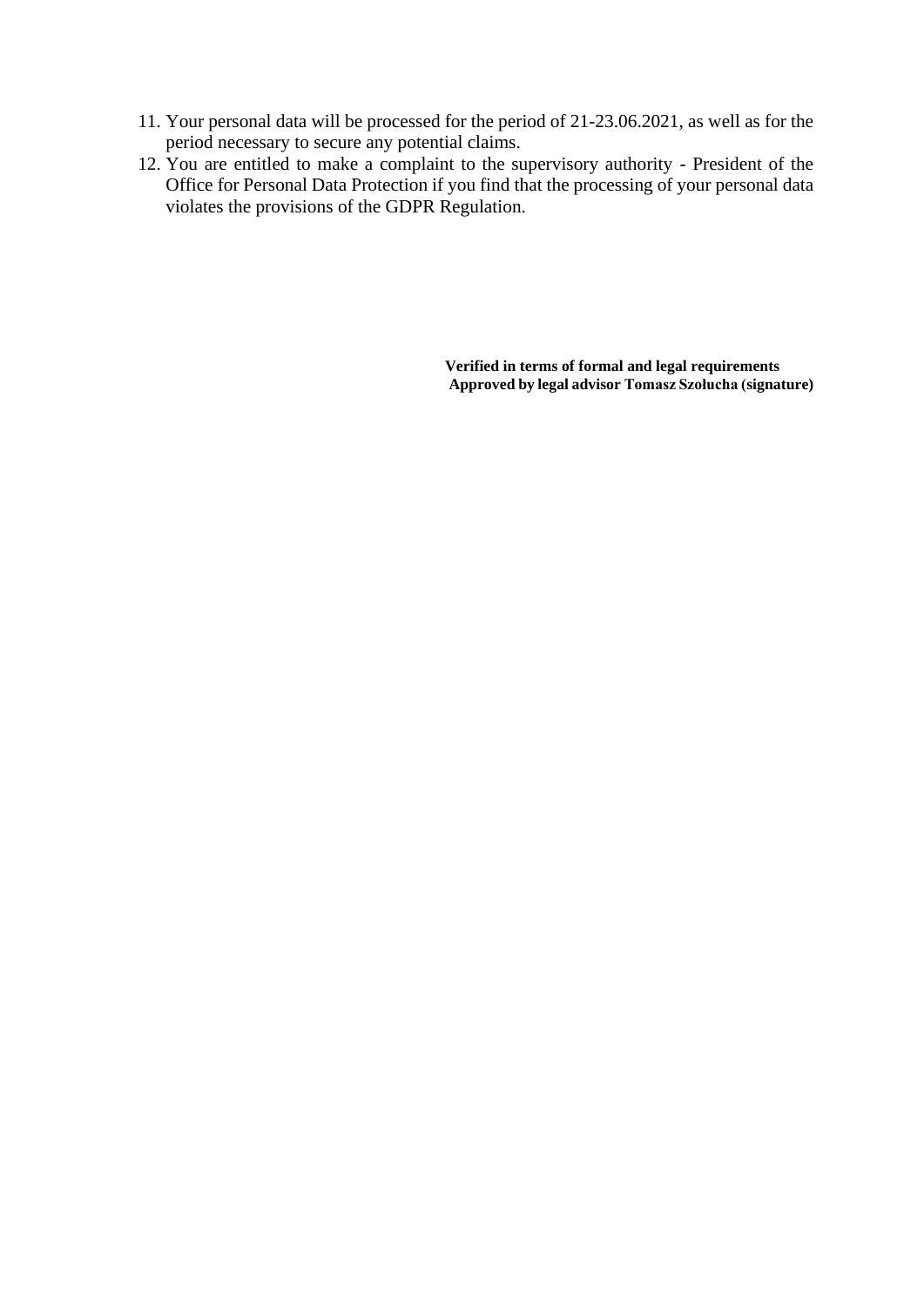11. Your personal data will be processed for the period of 21-23.06.2021, as well as for the period necessary to secure any potential claims.
12. You are entitled to make a complaint to the supervisory authority - President of the Office for Personal Data Protection if you find that the processing of your personal data violates the provisions of the GDPR Regulation.

**Verified in terms of formal and legal requirements**
**Approved by legal advisor Tomasz Szołucha (signature)**